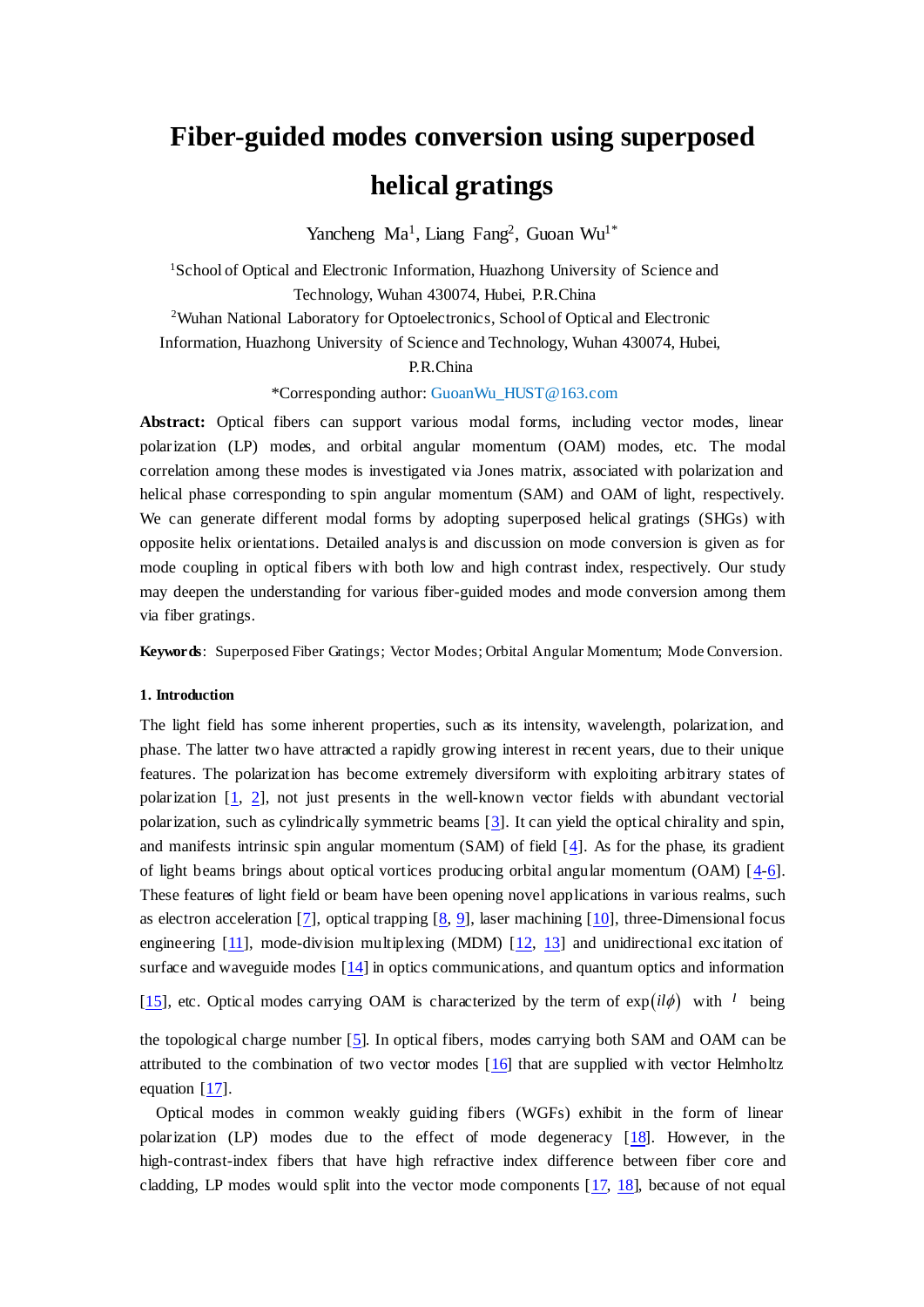# Fiber-guided modes conversion using superposed helical gratings

Yancheng Ma[1], Liang Fang[2], Guoan Wu[1*]

[1]School of Optical and Electronic Information, Huazhong University of Science and Technology, Wuhan 430074, Hubei, P.R.China

[2]Wuhan National Laboratory for Optoelectronics, School of Optical and Electronic Information, Huazhong University of Science and Technology, Wuhan 430074, Hubei, P.R.China

*Corresponding author: GuoanWu_HUST@163.com

**Abstract:** Optical fibers can support various modal forms, including vector modes, linear polarization (LP) modes, and orbital angular momentum (OAM) modes, etc. The modal correlation among these modes is investigated via Jones matrix, associated with polarization and helical phase corresponding to spin angular momentum (SAM) and OAM of light, respectively. We can generate different modal forms by adopting superposed helical gratings (SHGs) with opposite helix orientations. Detailed analysis and discussion on mode conversion is given as for mode coupling in optical fibers with both low and high contrast index, respectively. Our study may deepen the understanding for various fiber-guided modes and mode conversion among them via fiber gratings.

**Keywords**: Superposed Fiber Gratings; Vector Modes; Orbital Angular Momentum; Mode Conversion.

## 1. Introduction

The light field has some inherent properties, such as its intensity, wavelength, polarization, and phase. The latter two have attracted a rapidly growing interest in recent years, due to their unique features. The polarization has become extremely diversiform with exploiting arbitrary states of polarization [1, 2], not just presents in the well-known vector fields with abundant vectorial polarization, such as cylindrically symmetric beams [3]. It can yield the optical chirality and spin, and manifests intrinsic spin angular momentum (SAM) of field [4]. As for the phase, its gradient of light beams brings about optical vortices producing orbital angular momentum (OAM) [4-6]. These features of light field or beam have been opening novel applications in various realms, such as electron acceleration [7], optical trapping [8, 9], laser machining [10], three-Dimensional focus engineering [11], mode-division multiplexing (MDM) [12, 13] and unidirectional excitation of surface and waveguide modes [14] in optics communications, and quantum optics and information [15], etc. Optical modes carrying OAM is characterized by the term of $\exp(il\phi)$ with $l$ being the topological charge number [5]. In optical fibers, modes carrying both SAM and OAM can be attributed to the combination of two vector modes [16] that are supplied with vector Helmholtz equation [17].

Optical modes in common weakly guiding fibers (WGFs) exhibit in the form of linear polarization (LP) modes due to the effect of mode degeneracy [18]. However, in the high-contrast-index fibers that have high refractive index difference between fiber core and cladding, LP modes would split into the vector mode components [17, 18], because of not equal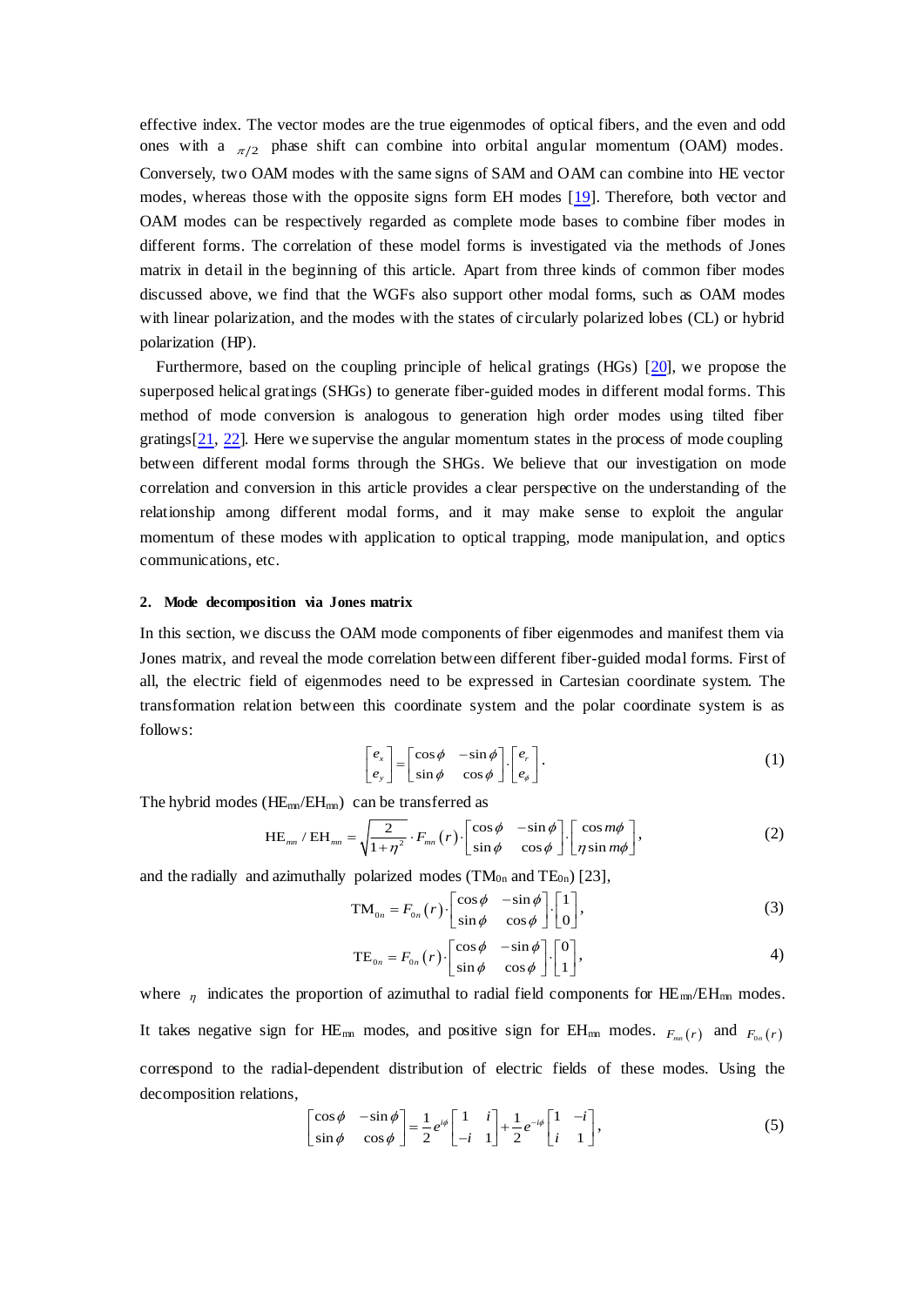effective index. The vector modes are the true eigenmodes of optical fibers, and the even and odd ones with a $\pi/2$ phase shift can combine into orbital angular momentum (OAM) modes. Conversely, two OAM modes with the same signs of SAM and OAM can combine into HE vector modes, whereas those with the opposite signs form EH modes [19]. Therefore, both vector and OAM modes can be respectively regarded as complete mode bases to combine fiber modes in different forms. The correlation of these model forms is investigated via the methods of Jones matrix in detail in the beginning of this article. Apart from three kinds of common fiber modes discussed above, we find that the WGFs also support other modal forms, such as OAM modes with linear polarization, and the modes with the states of circularly polarized lobes (CL) or hybrid polarization (HP).

Furthermore, based on the coupling principle of helical gratings (HGs) [20], we propose the superposed helical gratings (SHGs) to generate fiber-guided modes in different modal forms. This method of mode conversion is analogous to generation high order modes using tilted fiber gratings[21, 22]. Here we supervise the angular momentum states in the process of mode coupling between different modal forms through the SHGs. We believe that our investigation on mode correlation and conversion in this article provides a clear perspective on the understanding of the relationship among different modal forms, and it may make sense to exploit the angular momentum of these modes with application to optical trapping, mode manipulation, and optics communications, etc.

## 2. Mode decomposition via Jones matrix

In this section, we discuss the OAM mode components of fiber eigenmodes and manifest them via Jones matrix, and reveal the mode correlation between different fiber-guided modal forms. First of all, the electric field of eigenmodes need to be expressed in Cartesian coordinate system. The transformation relation between this coordinate system and the polar coordinate system is as follows:

$$\begin{bmatrix} e_x \\ e_y \end{bmatrix} = \begin{bmatrix} \cos\phi & -\sin\phi \\ \sin\phi & \cos\phi \end{bmatrix} \cdot \begin{bmatrix} e_r \\ e_\phi \end{bmatrix}. \tag{1}$$

The hybrid modes ($\mathrm{HE}_{mn}/\mathrm{EH}_{mn}$) can be transferred as

$$\mathrm{HE}_{mn}/\mathrm{EH}_{mn} = \sqrt{\frac{2}{1+\eta^2}} \cdot F_{mn}(r) \cdot \begin{bmatrix} \cos\phi & -\sin\phi \\ \sin\phi & \cos\phi \end{bmatrix} \cdot \begin{bmatrix} \cos m\phi \\ \eta \sin m\phi \end{bmatrix}, \tag{2}$$

and the radially and azimuthally polarized modes ($\mathrm{TM}_{0n}$ and $\mathrm{TE}_{0n}$) [23],

$$\mathrm{TM}_{0n} = F_{0n}(r) \cdot \begin{bmatrix} \cos\phi & -\sin\phi \\ \sin\phi & \cos\phi \end{bmatrix} \cdot \begin{bmatrix} 1 \\ 0 \end{bmatrix}, \tag{3}$$

$$\mathrm{TE}_{0n} = F_{0n}(r) \cdot \begin{bmatrix} \cos\phi & -\sin\phi \\ \sin\phi & \cos\phi \end{bmatrix} \cdot \begin{bmatrix} 0 \\ 1 \end{bmatrix}, \tag{4}$$

where $\eta$ indicates the proportion of azimuthal to radial field components for $\mathrm{HE}_{mn}/\mathrm{EH}_{mn}$ modes. It takes negative sign for $\mathrm{HE}_{mn}$ modes, and positive sign for $\mathrm{EH}_{mn}$ modes. $F_{mn}(r)$ and $F_{0n}(r)$ correspond to the radial-dependent distribution of electric fields of these modes. Using the decomposition relations,

$$\begin{bmatrix} \cos\phi & -\sin\phi \\ \sin\phi & \cos\phi \end{bmatrix} = \frac{1}{2} e^{i\phi} \begin{bmatrix} 1 & i \\ -i & 1 \end{bmatrix} + \frac{1}{2} e^{-i\phi} \begin{bmatrix} 1 & -i \\ i & 1 \end{bmatrix}, \tag{5}$$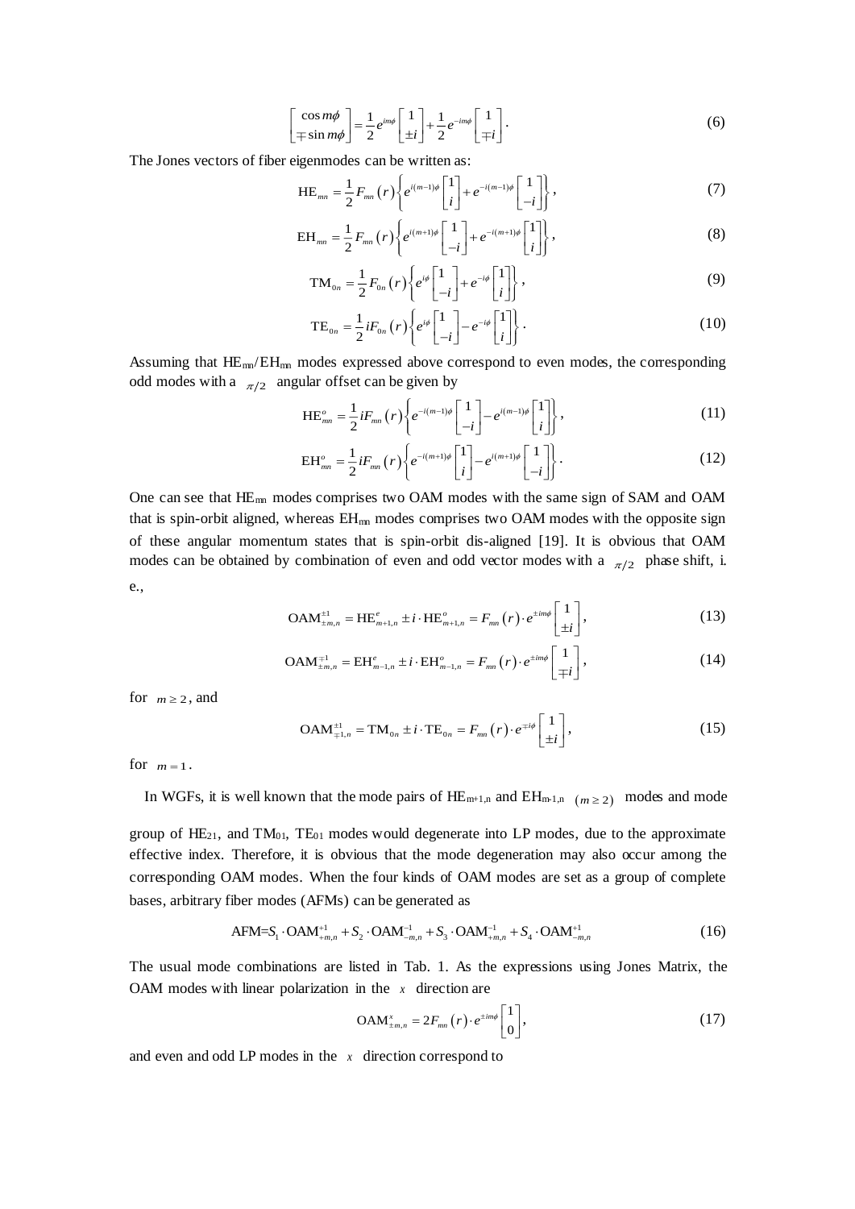$$\begin{bmatrix} \cos m\phi \\ \mp\sin m\phi \end{bmatrix} = \frac{1}{2}e^{im\phi}\begin{bmatrix} 1 \\ \pm i \end{bmatrix} + \frac{1}{2}e^{-im\phi}\begin{bmatrix} 1 \\ \mp i \end{bmatrix}. \tag{6}$$

The Jones vectors of fiber eigenmodes can be written as:

$$\mathrm{HE}_{mn} = \frac{1}{2}F_{mn}(r)\left\{e^{i(m-1)\phi}\begin{bmatrix} 1 \\ i \end{bmatrix} + e^{-i(m-1)\phi}\begin{bmatrix} 1 \\ -i \end{bmatrix}\right\}, \tag{7}$$

$$\mathrm{EH}_{mn} = \frac{1}{2}F_{mn}(r)\left\{e^{i(m+1)\phi}\begin{bmatrix} 1 \\ -i \end{bmatrix} + e^{-i(m+1)\phi}\begin{bmatrix} 1 \\ i \end{bmatrix}\right\}, \tag{8}$$

$$\mathrm{TM}_{0n} = \frac{1}{2}F_{0n}(r)\left\{e^{i\phi}\begin{bmatrix} 1 \\ -i \end{bmatrix} + e^{-i\phi}\begin{bmatrix} 1 \\ i \end{bmatrix}\right\}, \tag{9}$$

$$\mathrm{TE}_{0n} = \frac{1}{2}iF_{0n}(r)\left\{e^{i\phi}\begin{bmatrix} 1 \\ -i \end{bmatrix} - e^{-i\phi}\begin{bmatrix} 1 \\ i \end{bmatrix}\right\}. \tag{10}$$

Assuming that $\mathrm{HE}_{mn}$/$\mathrm{EH}_{mn}$ modes expressed above correspond to even modes, the corresponding odd modes with a $\pi/2$ angular offset can be given by

$$\mathrm{HE}^{o}_{mn} = \frac{1}{2}iF_{mn}(r)\left\{e^{-i(m-1)\phi}\begin{bmatrix} 1 \\ -i \end{bmatrix} - e^{i(m-1)\phi}\begin{bmatrix} 1 \\ i \end{bmatrix}\right\}, \tag{11}$$

$$\mathrm{EH}^{o}_{mn} = \frac{1}{2}iF_{mn}(r)\left\{e^{-i(m+1)\phi}\begin{bmatrix} 1 \\ i \end{bmatrix} - e^{i(m+1)\phi}\begin{bmatrix} 1 \\ -i \end{bmatrix}\right\}. \tag{12}$$

One can see that $\mathrm{HE}_{mn}$ modes comprises two OAM modes with the same sign of SAM and OAM that is spin-orbit aligned, whereas $\mathrm{EH}_{mn}$ modes comprises two OAM modes with the opposite sign of these angular momentum states that is spin-orbit dis-aligned [19]. It is obvious that OAM modes can be obtained by combination of even and odd vector modes with a $\pi/2$ phase shift, i. e.,

$$\mathrm{OAM}^{\pm 1}_{\pm m,n} = \mathrm{HE}^{e}_{m+1,n} \pm i\cdot\mathrm{HE}^{o}_{m+1,n} = F_{mn}(r)\cdot e^{\pm im\phi}\begin{bmatrix} 1 \\ \pm i \end{bmatrix}, \tag{13}$$

$$\mathrm{OAM}^{\mp 1}_{\pm m,n} = \mathrm{EH}^{e}_{m-1,n} \pm i\cdot\mathrm{EH}^{o}_{m-1,n} = F_{mn}(r)\cdot e^{\pm im\phi}\begin{bmatrix} 1 \\ \mp i \end{bmatrix}, \tag{14}$$

for $m \geq 2$, and

$$\mathrm{OAM}^{\pm 1}_{\mp 1,n} = \mathrm{TM}_{0n} \pm i\cdot\mathrm{TE}_{0n} = F_{mn}(r)\cdot e^{\mp i\phi}\begin{bmatrix} 1 \\ \pm i \end{bmatrix}, \tag{15}$$

for $m = 1$.

In WGFs, it is well known that the mode pairs of $\mathrm{HE}_{m+1,n}$ and $\mathrm{EH}_{m-1,n}$ $(m \geq 2)$ modes and mode group of $\mathrm{HE}_{21}$, and $\mathrm{TM}_{01}$, $\mathrm{TE}_{01}$ modes would degenerate into LP modes, due to the approximate effective index. Therefore, it is obvious that the mode degeneration may also occur among the corresponding OAM modes. When the four kinds of OAM modes are set as a group of complete bases, arbitrary fiber modes (AFMs) can be generated as

$$\mathrm{AFM}{=}S_1\cdot\mathrm{OAM}^{+1}_{+m,n} + S_2\cdot\mathrm{OAM}^{-1}_{-m,n} + S_3\cdot\mathrm{OAM}^{-1}_{+m,n} + S_4\cdot\mathrm{OAM}^{+1}_{-m,n} \tag{16}$$

The usual mode combinations are listed in Tab. 1. As the expressions using Jones Matrix, the OAM modes with linear polarization in the $x$ direction are

$$\mathrm{OAM}^{x}_{\pm m,n} = 2F_{mn}(r)\cdot e^{\pm im\phi}\begin{bmatrix} 1 \\ 0 \end{bmatrix}, \tag{17}$$

and even and odd LP modes in the $x$ direction correspond to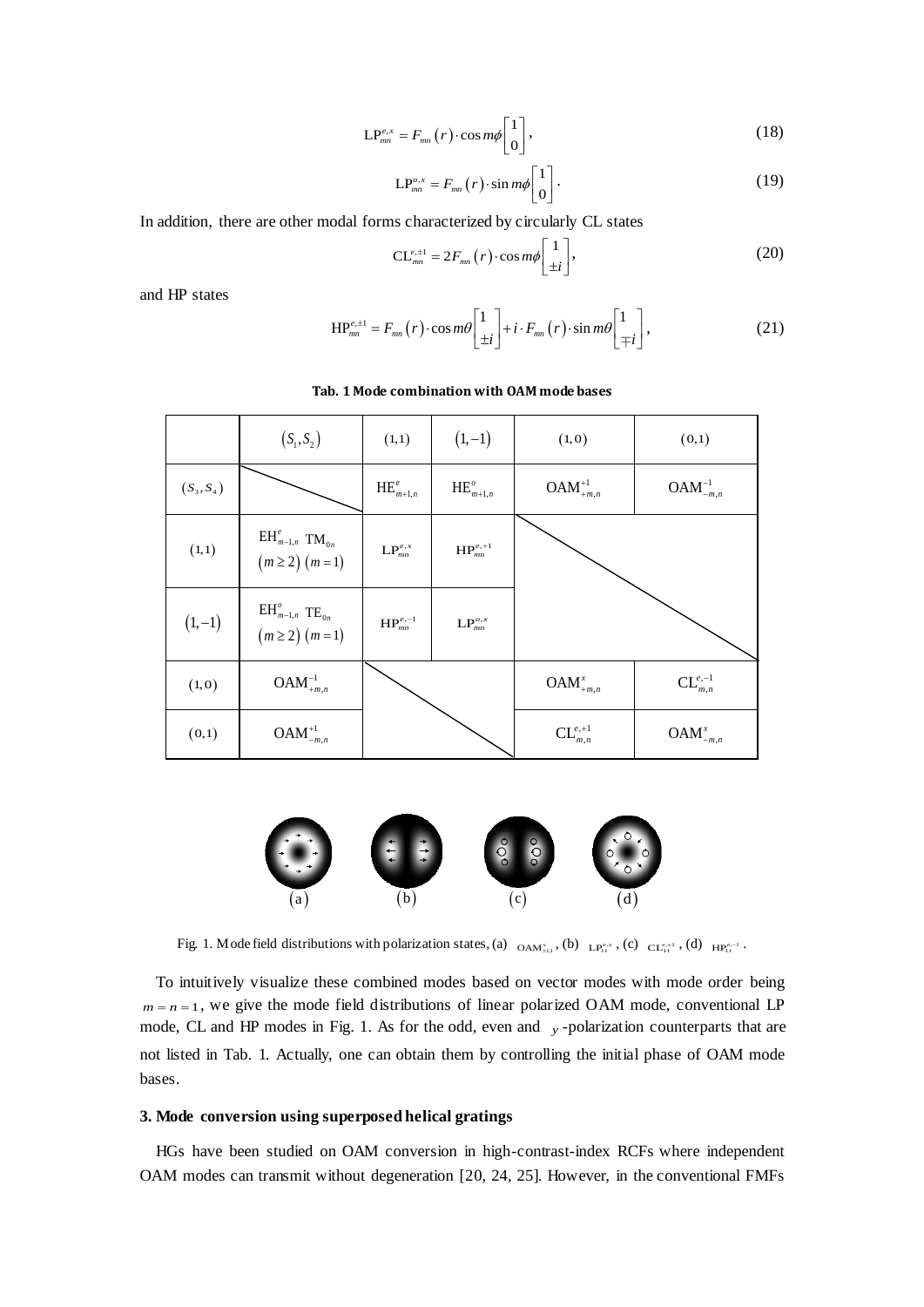$$\mathrm{LP}_{mn}^{e,x} = F_{mn}(r)\cdot\cos m\phi\begin{bmatrix}1\\0\end{bmatrix}, \tag{18}$$

$$\mathrm{LP}_{mn}^{o,x} = F_{mn}(r)\cdot\sin m\phi\begin{bmatrix}1\\0\end{bmatrix}. \tag{19}$$

In addition, there are other modal forms characterized by circularly CL states

$$\mathrm{CL}_{mn}^{e,\pm1} = 2F_{mn}(r)\cdot\cos m\phi\begin{bmatrix}1\\\pm i\end{bmatrix}, \tag{20}$$

and HP states

$$\mathrm{HP}_{mn}^{e,\pm1} = F_{mn}(r)\cdot\cos m\theta\begin{bmatrix}1\\\pm i\end{bmatrix} + i\cdot F_{mn}(r)\cdot\sin m\theta\begin{bmatrix}1\\\mp i\end{bmatrix}, \tag{21}$$

**Tab. 1 Mode combination with OAM mode bases**

| | $(S_1,S_2)$ | $(1,1)$ | $(1,-1)$ | $(1,0)$ | $(0,1)$ |
|---|---|---|---|---|---|
| $(S_3,S_4)$ | | $\mathrm{HE}_{m+1,n}^{e}$ | $\mathrm{HE}_{m+1,n}^{o}$ | $\mathrm{OAM}_{+m,n}^{+1}$ | $\mathrm{OAM}_{-m,n}^{-1}$ |
| $(1,1)$ | $\mathrm{EH}_{m-1,n}^{e}$ $\mathrm{TM}_{0n}$ $(m\geq 2)$ $(m=1)$ | $\mathrm{LP}_{mn}^{e,x}$ | $\mathrm{HP}_{mn}^{e,+1}$ | | |
| $(1,-1)$ | $\mathrm{EH}_{m-1,n}^{o}$ $\mathrm{TE}_{0n}$ $(m\geq 2)$ $(m=1)$ | $\mathrm{HP}_{mn}^{e,-1}$ | $\mathrm{LP}_{mn}^{o,x}$ | | |
| $(1,0)$ | $\mathrm{OAM}_{+m,n}^{-1}$ | | | $\mathrm{OAM}_{+m,n}^{x}$ | $\mathrm{CL}_{m,n}^{e,-1}$ |
| $(0,1)$ | $\mathrm{OAM}_{-m,n}^{+1}$ | | | $\mathrm{CL}_{m,n}^{e,+1}$ | $\mathrm{OAM}_{-m,n}^{x}$ |

Fig. 1. Mode field distributions with polarization states, (a) $\mathrm{OAM}_{\pm1,1}^{x}$, (b) $\mathrm{LP}_{11}^{e,x}$, (c) $\mathrm{CL}_{11}^{e,+1}$, (d) $\mathrm{HP}_{11}^{e,-1}$.

To intuitively visualize these combined modes based on vector modes with mode order being $m=n=1$, we give the mode field distributions of linear polarized OAM mode, conventional LP mode, CL and HP modes in Fig. 1. As for the odd, even and $y$-polarization counterparts that are not listed in Tab. 1. Actually, one can obtain them by controlling the initial phase of OAM mode bases.

## 3. Mode conversion using superposed helical gratings

HGs have been studied on OAM conversion in high-contrast-index RCFs where independent OAM modes can transmit without degeneration [20, 24, 25]. However, in the conventional FMFs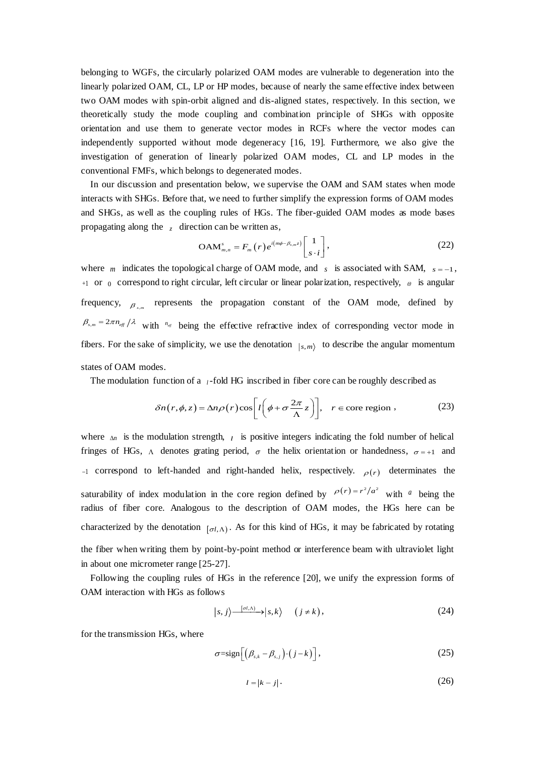belonging to WGFs, the circularly polarized OAM modes are vulnerable to degeneration into the linearly polarized OAM, CL, LP or HP modes, because of nearly the same effective index between two OAM modes with spin-orbit aligned and dis-aligned states, respectively. In this section, we theoretically study the mode coupling and combination principle of SHGs with opposite orientation and use them to generate vector modes in RCFs where the vector modes can independently supported without mode degeneracy [16, 19]. Furthermore, we also give the investigation of generation of linearly polarized OAM modes, CL and LP modes in the conventional FMFs, which belongs to degenerated modes.

In our discussion and presentation below, we supervise the OAM and SAM states when mode interacts with SHGs. Before that, we need to further simplify the expression forms of OAM modes and SHGs, as well as the coupling rules of HGs. The fiber-guided OAM modes as mode bases propagating along the $z$ direction can be written as,

$$\mathrm{OAM}_{m,n}^{s} = F_m(r)e^{i(m\phi-\beta_{s,m}z)}\begin{bmatrix}1\\ s\cdot i\end{bmatrix}, \tag{22}$$

where $m$ indicates the topological charge of OAM mode, and $s$ is associated with SAM, $s=-1$, $+1$ or $0$ correspond to right circular, left circular or linear polarization, respectively, $\omega$ is angular frequency, $\beta_{s,m}$ represents the propagation constant of the OAM mode, defined by $\beta_{s,m}=2\pi n_{eff}/\lambda$ with $n_{eff}$ being the effective refractive index of corresponding vector mode in fibers. For the sake of simplicity, we use the denotation $|s,m\rangle$ to describe the angular momentum states of OAM modes.

The modulation function of a $l$-fold HG inscribed in fiber core can be roughly described as

$$\delta n(r,\phi,z)=\Delta n\rho(r)\cos\left[l\left(\phi+\sigma\frac{2\pi}{\Lambda}z\right)\right],\quad r\in\text{core region}, \tag{23}$$

where $\Delta n$ is the modulation strength, $l$ is positive integers indicating the fold number of helical fringes of HGs, $\Lambda$ denotes grating period, $\sigma$ the helix orientation or handedness, $\sigma=+1$ and $-1$ correspond to left-handed and right-handed helix, respectively. $\rho(r)$ determinates the saturability of index modulation in the core region defined by $\rho(r)=r^2/a^2$ with $a$ being the radius of fiber core. Analogous to the description of OAM modes, the HGs here can be characterized by the denotation $[\sigma l,\Lambda\rangle$. As for this kind of HGs, it may be fabricated by rotating the fiber when writing them by point-by-point method or interference beam with ultraviolet light in about one micrometer range [25-27].

Following the coupling rules of HGs in the reference [20], we unify the expression forms of OAM interaction with HGs as follows

$$|s,j\rangle\xrightarrow{[\sigma l,\Lambda\rangle}|s,k\rangle\quad(j\neq k), \tag{24}$$

for the transmission HGs, where

$$\sigma=\mathrm{sign}\left[\left(\beta_{s,k}-\beta_{s,j}\right)\cdot(j-k)\right], \tag{25}$$

$$l=|k-j|. \tag{26}$$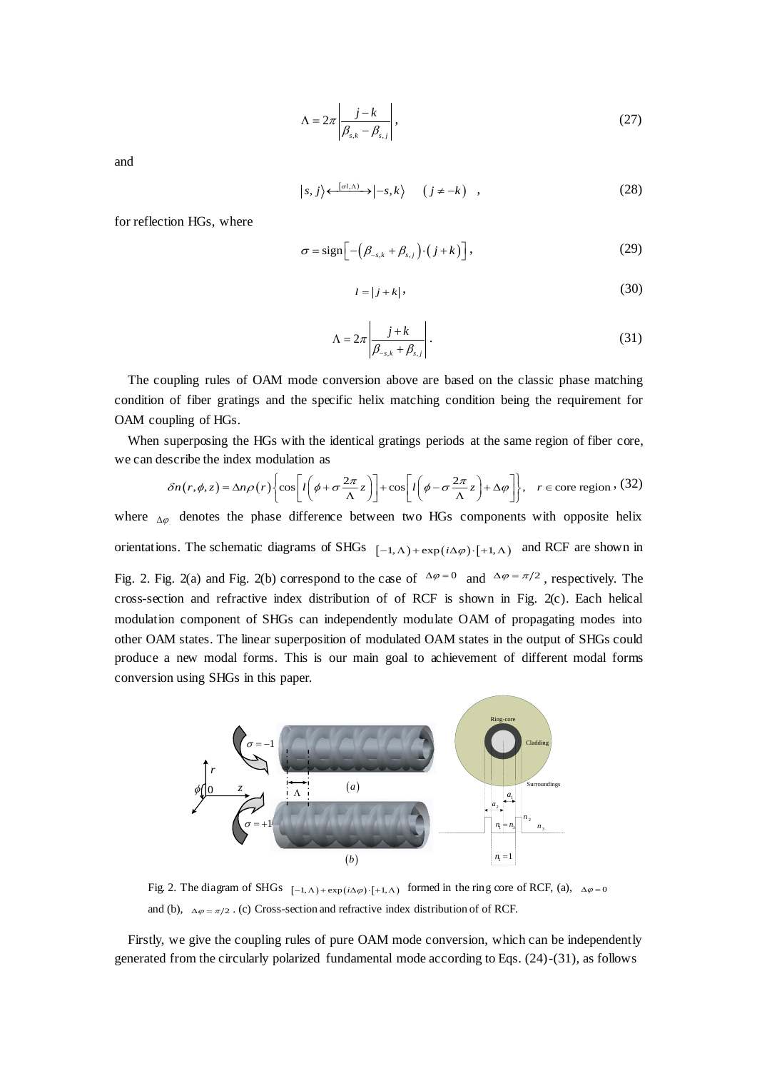$$\Lambda = 2\pi \left| \frac{j-k}{\beta_{s,k} - \beta_{s,j}} \right|, \tag{27}$$

and

$$|s, j\rangle \xleftrightarrow{[\sigma l, \Lambda)} |-s, k\rangle \quad (j \neq -k) \quad , \tag{28}$$

for reflection HGs, where

$$\sigma = \text{sign}\left[ -\left(\beta_{-s,k} + \beta_{s,j}\right) \cdot \left(j+k\right) \right], \tag{29}$$

$$l = |j+k|, \tag{30}$$

$$\Lambda = 2\pi \left| \frac{j+k}{\beta_{-s,k} + \beta_{s,j}} \right|. \tag{31}$$

The coupling rules of OAM mode conversion above are based on the classic phase matching condition of fiber gratings and the specific helix matching condition being the requirement for OAM coupling of HGs.

When superposing the HGs with the identical gratings periods at the same region of fiber core, we can describe the index modulation as

$$\delta n(r,\phi,z) = \Delta n \rho(r) \left\{ \cos\left[ l\left( \phi + \sigma \frac{2\pi}{\Lambda} z \right) \right] + \cos\left[ l\left( \phi - \sigma \frac{2\pi}{\Lambda} z \right) + \Delta\varphi \right] \right\}, \quad r \in \text{core region}, \tag{32}$$

where $\Delta\varphi$ denotes the phase difference between two HGs components with opposite helix orientations. The schematic diagrams of SHGs $[-1,\Lambda) + \exp(i\Delta\varphi) \cdot [+1,\Lambda)$ and RCF are shown in Fig. 2. Fig. 2(a) and Fig. 2(b) correspond to the case of $\Delta\varphi = 0$ and $\Delta\varphi = \pi/2$, respectively. The cross-section and refractive index distribution of of RCF is shown in Fig. 2(c). Each helical modulation component of SHGs can independently modulate OAM of propagating modes into other OAM states. The linear superposition of modulated OAM states in the output of SHGs could produce a new modal forms. This is our main goal to achievement of different modal forms conversion using SHGs in this paper.

Fig. 2. The diagram of SHGs $[-1,\Lambda) + \exp(i\Delta\varphi) \cdot [+1,\Lambda)$ formed in the ring core of RCF, (a), $\Delta\varphi = 0$ and (b), $\Delta\varphi = \pi/2$. (c) Cross-section and refractive index distribution of of RCF.

Firstly, we give the coupling rules of pure OAM mode conversion, which can be independently generated from the circularly polarized fundamental mode according to Eqs. (24)-(31), as follows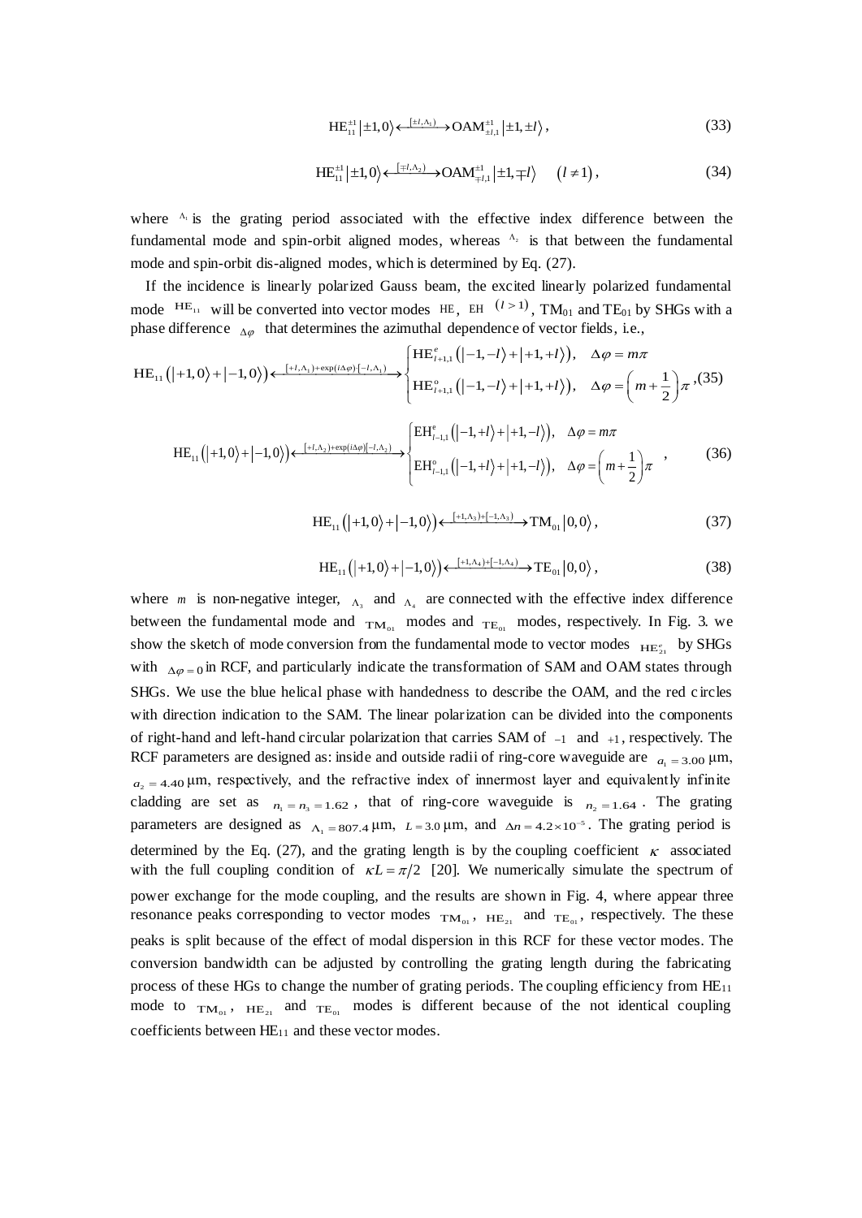$$\mathrm{HE}_{11}^{\pm1}\left|\pm1,0\right\rangle \xleftrightarrow{[\pm l,\Lambda_1)} \mathrm{OAM}_{\pm l,1}^{\pm1}\left|\pm1,\pm l\right\rangle, \tag{33}$$

$$\mathrm{HE}_{11}^{\pm1}\left|\pm1,0\right\rangle \xleftrightarrow{[\mp l,\Lambda_2)} \mathrm{OAM}_{\mp l,1}^{\pm1}\left|\pm1,\mp l\right\rangle \quad (l\neq1), \tag{34}$$

where $\Lambda_1$ is the grating period associated with the effective index difference between the fundamental mode and spin-orbit aligned modes, whereas $\Lambda_2$ is that between the fundamental mode and spin-orbit dis-aligned modes, which is determined by Eq. (27).

If the incidence is linearly polarized Gauss beam, the excited linearly polarized fundamental mode $\mathrm{HE}_{11}$ will be converted into vector modes HE, EH $(l>1)$, $\mathrm{TM}_{01}$ and $\mathrm{TE}_{01}$ by SHGs with a phase difference $\Delta\varphi$ that determines the azimuthal dependence of vector fields, i.e.,

$$\mathrm{HE}_{11}\left(\left|+1,0\right\rangle+\left|-1,0\right\rangle\right) \xleftrightarrow{[+l,\Lambda_1)+\exp(i\Delta\varphi)\cdot[-l,\Lambda_1)} \begin{cases} \mathrm{HE}_{l+1,1}^{e}\left(\left|-1,-l\right\rangle+\left|+1,+l\right\rangle\right), & \Delta\varphi=m\pi \\ \mathrm{HE}_{l+1,1}^{o}\left(\left|-1,-l\right\rangle+\left|+1,+l\right\rangle\right), & \Delta\varphi=\left(m+\dfrac{1}{2}\right)\pi \end{cases}, \tag{35}$$

$$\mathrm{HE}_{11}\left(\left|+1,0\right\rangle+\left|-1,0\right\rangle\right) \xleftrightarrow{[+l,\Lambda_2)+\exp(i\Delta\varphi)[-l,\Lambda_2)} \begin{cases} \mathrm{EH}_{l-1,1}^{e}\left(\left|-1,+l\right\rangle+\left|+1,-l\right\rangle\right), & \Delta\varphi=m\pi \\ \mathrm{EH}_{l-1,1}^{o}\left(\left|-1,+l\right\rangle+\left|+1,-l\right\rangle\right), & \Delta\varphi=\left(m+\dfrac{1}{2}\right)\pi \end{cases}, \tag{36}$$

$$\mathrm{HE}_{11}\left(\left|+1,0\right\rangle+\left|-1,0\right\rangle\right) \xleftrightarrow{[+1,\Lambda_3)+[-1,\Lambda_3)} \mathrm{TM}_{01}\left|0,0\right\rangle, \tag{37}$$

$$\mathrm{HE}_{11}\left(\left|+1,0\right\rangle+\left|-1,0\right\rangle\right) \xleftrightarrow{[+1,\Lambda_4)+[-1,\Lambda_4)} \mathrm{TE}_{01}\left|0,0\right\rangle, \tag{38}$$

where $m$ is non-negative integer, $\Lambda_3$ and $\Lambda_4$ are connected with the effective index difference between the fundamental mode and $\mathrm{TM}_{01}$ modes and $\mathrm{TE}_{01}$ modes, respectively. In Fig. 3. we show the sketch of mode conversion from the fundamental mode to vector modes $\mathrm{HE}_{21}^{e}$ by SHGs with $\Delta\varphi=0$ in RCF, and particularly indicate the transformation of SAM and OAM states through SHGs. We use the blue helical phase with handedness to describe the OAM, and the red circles with direction indication to the SAM. The linear polarization can be divided into the components of right-hand and left-hand circular polarization that carries SAM of $-1$ and $+1$, respectively. The RCF parameters are designed as: inside and outside radii of ring-core waveguide are $a_1=3.00$ μm, $a_2=4.40$ μm, respectively, and the refractive index of innermost layer and equivalently infinite cladding are set as $n_1=n_3=1.62$, that of ring-core waveguide is $n_2=1.64$. The grating parameters are designed as $\Lambda_1=807.4$ μm, $L=3.0$ μm, and $\Delta n=4.2\times10^{-5}$. The grating period is determined by the Eq. (27), and the grating length is by the coupling coefficient $\kappa$ associated with the full coupling condition of $\kappa L=\pi/2$ [20]. We numerically simulate the spectrum of power exchange for the mode coupling, and the results are shown in Fig. 4, where appear three resonance peaks corresponding to vector modes $\mathrm{TM}_{01}$, $\mathrm{HE}_{21}$ and $\mathrm{TE}_{01}$, respectively. The these peaks is split because of the effect of modal dispersion in this RCF for these vector modes. The conversion bandwidth can be adjusted by controlling the grating length during the fabricating process of these HGs to change the number of grating periods. The coupling efficiency from $\mathrm{HE}_{11}$ mode to $\mathrm{TM}_{01}$, $\mathrm{HE}_{21}$ and $\mathrm{TE}_{01}$ modes is different because of the not identical coupling coefficients between $\mathrm{HE}_{11}$ and these vector modes.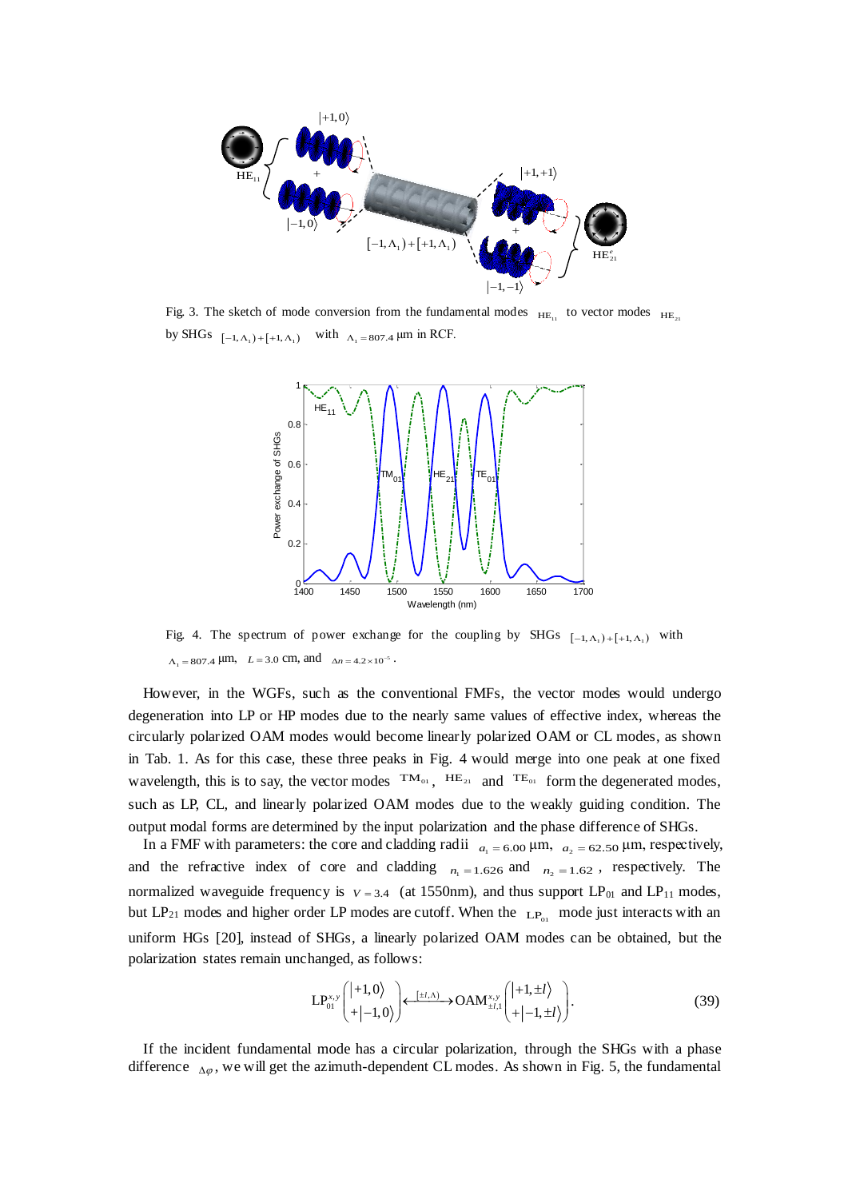Fig. 3. The sketch of mode conversion from the fundamental modes $\mathrm{HE}_{11}$ to vector modes $\mathrm{HE}_{21}$ by SHGs $[-1,\Lambda_1)+[+1,\Lambda_1)$ with $\Lambda_1 = 807.4$ μm in RCF.

Fig. 4. The spectrum of power exchange for the coupling by SHGs $[-1,\Lambda_1)+[+1,\Lambda_1)$ with $\Lambda_1 = 807.4$ μm, $L = 3.0$ cm, and $\Delta n = 4.2\times10^{-5}$.

However, in the WGFs, such as the conventional FMFs, the vector modes would undergo degeneration into LP or HP modes due to the nearly same values of effective index, whereas the circularly polarized OAM modes would become linearly polarized OAM or CL modes, as shown in Tab. 1. As for this case, these three peaks in Fig. 4 would merge into one peak at one fixed wavelength, this is to say, the vector modes $\mathrm{TM}_{01}$, $\mathrm{HE}_{21}$ and $\mathrm{TE}_{01}$ form the degenerated modes, such as LP, CL, and linearly polarized OAM modes due to the weakly guiding condition. The output modal forms are determined by the input polarization and the phase difference of SHGs.

In a FMF with parameters: the core and cladding radii $a_1 = 6.00$ μm, $a_2 = 62.50$ μm, respectively, and the refractive index of core and cladding $n_1 = 1.626$ and $n_2 = 1.62$, respectively. The normalized waveguide frequency is $V = 3.4$ (at 1550nm), and thus support $LP_{01}$ and $LP_{11}$ modes, but $LP_{21}$ modes and higher order LP modes are cutoff. When the $\mathrm{LP}_{01}$ mode just interacts with an uniform HGs [20], instead of SHGs, a linearly polarized OAM modes can be obtained, but the polarization states remain unchanged, as follows:

$$\mathrm{LP}_{01}^{x,y}\begin{pmatrix}|+1,0\rangle\\ +|-1,0\rangle\end{pmatrix} \xleftrightarrow{[\pm l,\Lambda)} \mathrm{OAM}_{\pm l,1}^{x,y}\begin{pmatrix}|+1,\pm l\rangle\\ +|-1,\pm l\rangle\end{pmatrix}. \tag{39}$$

If the incident fundamental mode has a circular polarization, through the SHGs with a phase difference $\Delta\varphi$, we will get the azimuth-dependent CL modes. As shown in Fig. 5, the fundamental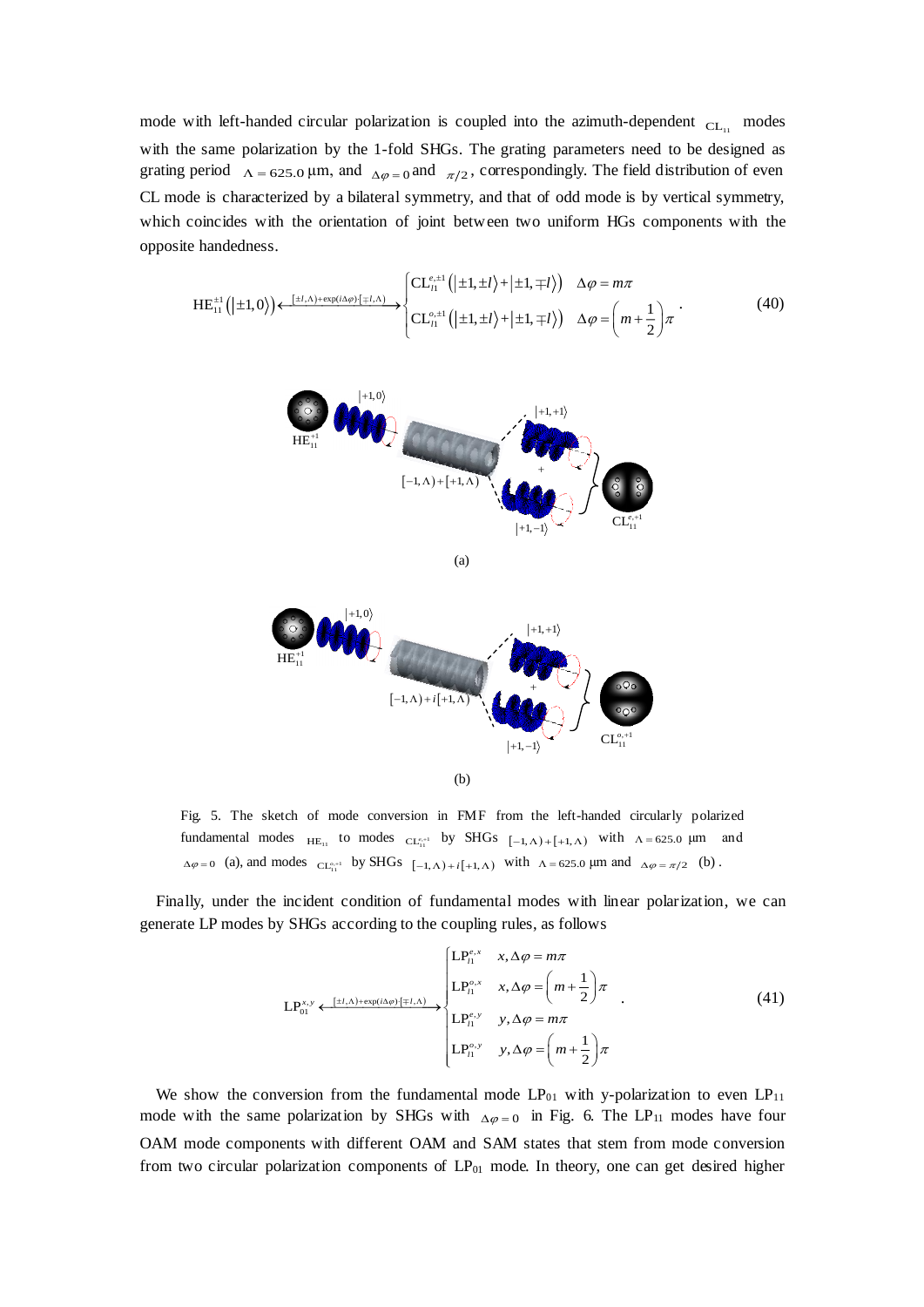mode with left-handed circular polarization is coupled into the azimuth-dependent $\mathrm{CL}_{11}$ modes with the same polarization by the 1-fold SHGs. The grating parameters need to be designed as grating period $\Lambda = 625.0$ μm, and $\Delta\varphi = 0$ and $\pi/2$, correspondingly. The field distribution of even CL mode is characterized by a bilateral symmetry, and that of odd mode is by vertical symmetry, which coincides with the orientation of joint between two uniform HGs components with the opposite handedness.

$$\mathrm{HE}_{11}^{\pm 1}\left(|\pm 1,0\rangle\right) \xleftarrow{[\pm l,\Lambda)+\exp(i\Delta\varphi)\cdot[\mp l,\Lambda)} \begin{cases} \mathrm{CL}_{l1}^{e,\pm 1}\left(|\pm 1,\pm l\rangle + |\pm 1,\mp l\rangle\right) & \Delta\varphi = m\pi \\ \mathrm{CL}_{l1}^{o,\pm 1}\left(|\pm 1,\pm l\rangle + |\pm 1,\mp l\rangle\right) & \Delta\varphi = \left(m+\dfrac{1}{2}\right)\pi \end{cases} . \tag{40}$$

(a)

(b)

Fig. 5. The sketch of mode conversion in FMF from the left-handed circularly polarized fundamental modes $\mathrm{HE}_{11}$ to modes $\mathrm{CL}_{11}^{e,+1}$ by SHGs $[-1,\Lambda)+[+1,\Lambda)$ with $\Lambda = 625.0$ μm and $\Delta\varphi = 0$ (a), and modes $\mathrm{CL}_{11}^{o,+1}$ by SHGs $[-1,\Lambda)+i[+1,\Lambda)$ with $\Lambda = 625.0$ μm and $\Delta\varphi = \pi/2$ (b).

Finally, under the incident condition of fundamental modes with linear polarization, we can generate LP modes by SHGs according to the coupling rules, as follows

$$\mathrm{LP}_{01}^{x,y} \xleftarrow{[\pm l,\Lambda)+\exp(i\Delta\varphi)\cdot[\mp l,\Lambda)} \begin{cases} \mathrm{LP}_{l1}^{e,x} & x,\Delta\varphi = m\pi \\ \mathrm{LP}_{l1}^{o,x} & x,\Delta\varphi = \left(m+\dfrac{1}{2}\right)\pi \\ \mathrm{LP}_{l1}^{e,y} & y,\Delta\varphi = m\pi \\ \mathrm{LP}_{l1}^{o,y} & y,\Delta\varphi = \left(m+\dfrac{1}{2}\right)\pi \end{cases} . \tag{41}$$

We show the conversion from the fundamental mode $\mathrm{LP}_{01}$ with y-polarization to even $\mathrm{LP}_{11}$ mode with the same polarization by SHGs with $\Delta\varphi = 0$ in Fig. 6. The $\mathrm{LP}_{11}$ modes have four OAM mode components with different OAM and SAM states that stem from mode conversion from two circular polarization components of $\mathrm{LP}_{01}$ mode. In theory, one can get desired higher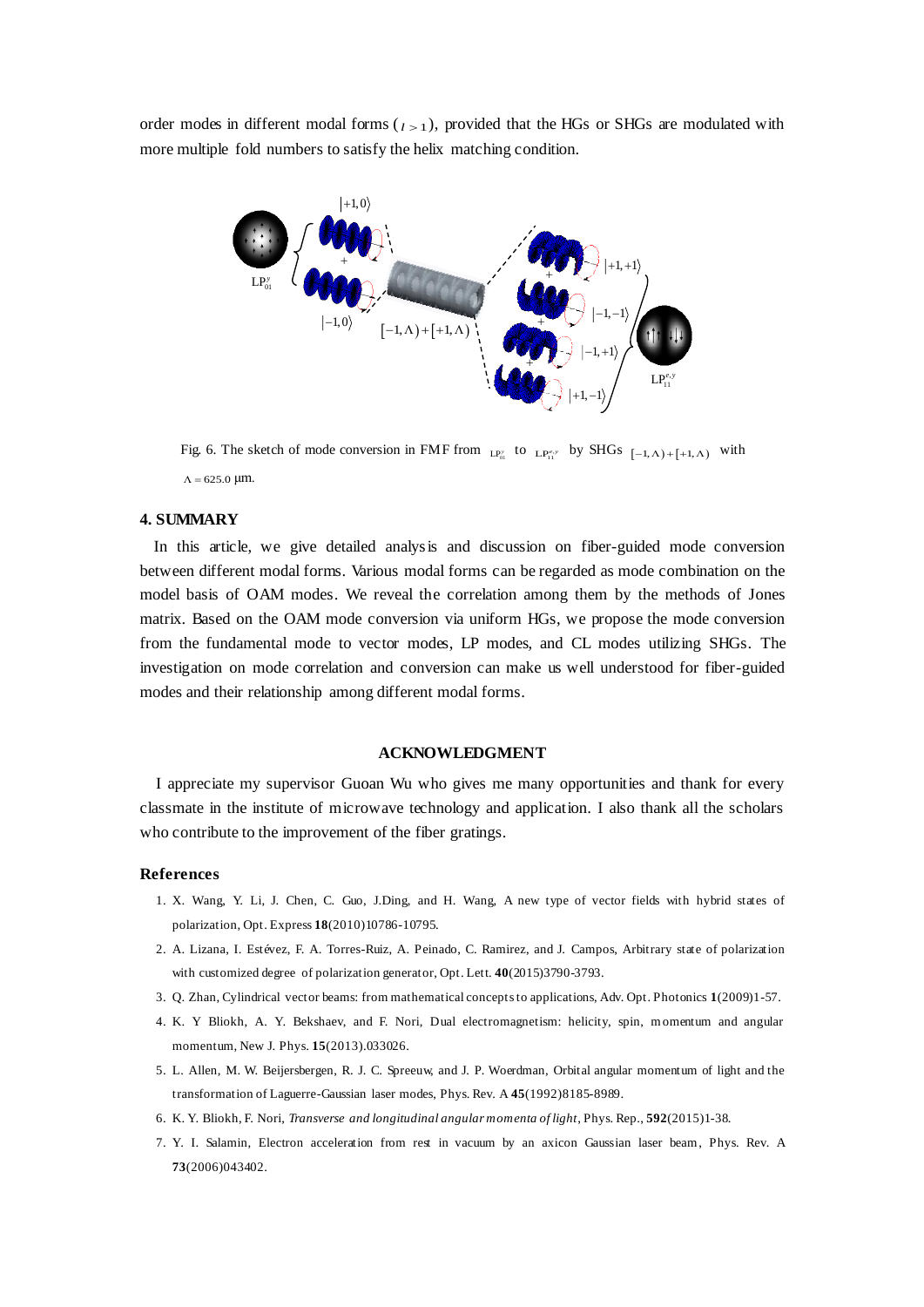order modes in different modal forms ($l > 1$), provided that the HGs or SHGs are modulated with more multiple fold numbers to satisfy the helix matching condition.

Fig. 6. The sketch of mode conversion in FMF from $\mathrm{LP}_{01}^{y}$ to $\mathrm{LP}_{11}^{e,y}$ by SHGs $[-1,\Lambda)+[+1,\Lambda)$ with $\Lambda = 625.0$ μm.

## 4. SUMMARY

In this article, we give detailed analysis and discussion on fiber-guided mode conversion between different modal forms. Various modal forms can be regarded as mode combination on the model basis of OAM modes. We reveal the correlation among them by the methods of Jones matrix. Based on the OAM mode conversion via uniform HGs, we propose the mode conversion from the fundamental mode to vector modes, LP modes, and CL modes utilizing SHGs. The investigation on mode correlation and conversion can make us well understood for fiber-guided modes and their relationship among different modal forms.

## ACKNOWLEDGMENT

I appreciate my supervisor Guoan Wu who gives me many opportunities and thank for every classmate in the institute of microwave technology and application. I also thank all the scholars who contribute to the improvement of the fiber gratings.

## References

1. X. Wang, Y. Li, J. Chen, C. Guo, J.Ding, and H. Wang, A new type of vector fields with hybrid states of polarization, Opt. Express **18**(2010)10786-10795.
2. A. Lizana, I. Estévez, F. A. Torres-Ruiz, A. Peinado, C. Ramirez, and J. Campos, Arbitrary state of polarization with customized degree of polarization generator, Opt. Lett. **40**(2015)3790-3793.
3. Q. Zhan, Cylindrical vector beams: from mathematical concepts to applications, Adv. Opt. Photonics **1**(2009)1-57.
4. K. Y Bliokh, A. Y. Bekshaev, and F. Nori, Dual electromagnetism: helicity, spin, momentum and angular momentum, New J. Phys. **15**(2013).033026.
5. L. Allen, M. W. Beijersbergen, R. J. C. Spreeuw, and J. P. Woerdman, Orbital angular momentum of light and the transformation of Laguerre-Gaussian laser modes, Phys. Rev. A **45**(1992)8185-8989.
6. K. Y. Bliokh, F. Nori, *Transverse and longitudinal angular momenta of light*, Phys. Rep., **592**(2015)1-38.
7. Y. I. Salamin, Electron acceleration from rest in vacuum by an axicon Gaussian laser beam, Phys. Rev. A **73**(2006)043402.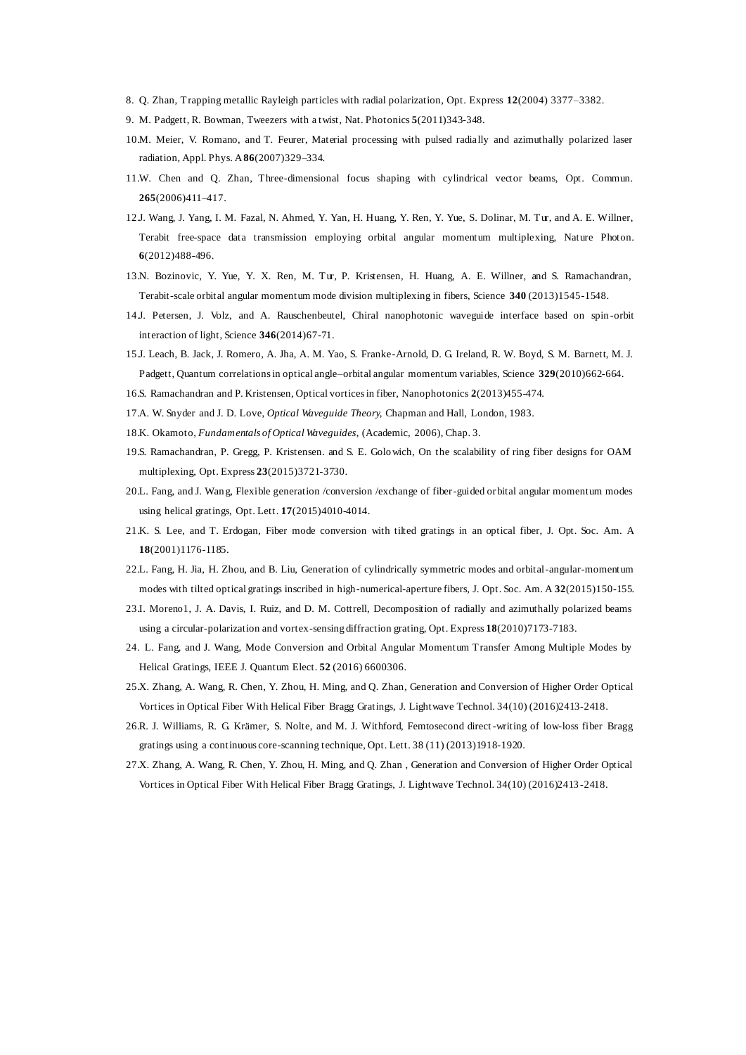8. Q. Zhan, Trapping metallic Rayleigh particles with radial polarization, Opt. Express **12**(2004) 3377–3382.
9. M. Padgett, R. Bowman, Tweezers with a twist, Nat. Photonics **5**(2011)343-348.
10. M. Meier, V. Romano, and T. Feurer, Material processing with pulsed radially and azimuthally polarized laser radiation, Appl. Phys. A **86**(2007)329–334.
11. W. Chen and Q. Zhan, Three-dimensional focus shaping with cylindrical vector beams, Opt. Commun. **265**(2006)411–417.
12. J. Wang, J. Yang, I. M. Fazal, N. Ahmed, Y. Yan, H. Huang, Y. Ren, Y. Yue, S. Dolinar, M. Tur, and A. E. Willner, Terabit free-space data transmission employing orbital angular momentum multiplexing, Nature Photon. **6**(2012)488-496.
13. N. Bozinovic, Y. Yue, Y. X. Ren, M. Tur, P. Kristensen, H. Huang, A. E. Willner, and S. Ramachandran, Terabit-scale orbital angular momentum mode division multiplexing in fibers, Science **340** (2013)1545-1548.
14. J. Petersen, J. Volz, and A. Rauschenbeutel, Chiral nanophotonic waveguide interface based on spin-orbit interaction of light, Science **346**(2014)67-71.
15. J. Leach, B. Jack, J. Romero, A. Jha, A. M. Yao, S. Franke-Arnold, D. G. Ireland, R. W. Boyd, S. M. Barnett, M. J. Padgett, Quantum correlations in optical angle–orbital angular momentum variables, Science **329**(2010)662-664.
16. S. Ramachandran and P. Kristensen, Optical vortices in fiber, Nanophotonics **2**(2013)455-474.
17. A. W. Snyder and J. D. Love, *Optical Waveguide Theory*, Chapman and Hall, London, 1983.
18. K. Okamoto, *Fundamentals of Optical Waveguides*, (Academic, 2006), Chap. 3.
19. S. Ramachandran, P. Gregg, P. Kristensen. and S. E. Golowich, On the scalability of ring fiber designs for OAM multiplexing, Opt. Express **23**(2015)3721-3730.
20. L. Fang, and J. Wang, Flexible generation /conversion /exchange of fiber-guided orbital angular momentum modes using helical gratings, Opt. Lett. **17**(2015)4010-4014.
21. K. S. Lee, and T. Erdogan, Fiber mode conversion with tilted gratings in an optical fiber, J. Opt. Soc. Am. A **18**(2001)1176-1185.
22. L. Fang, H. Jia, H. Zhou, and B. Liu, Generation of cylindrically symmetric modes and orbital-angular-momentum modes with tilted optical gratings inscribed in high-numerical-aperture fibers, J. Opt. Soc. Am. A **32**(2015)150-155.
23. I. Moreno1, J. A. Davis, I. Ruiz, and D. M. Cottrell, Decomposition of radially and azimuthally polarized beams using a circular-polarization and vortex-sensing diffraction grating, Opt. Express **18**(2010)7173-7183.
24. L. Fang, and J. Wang, Mode Conversion and Orbital Angular Momentum Transfer Among Multiple Modes by Helical Gratings, IEEE J. Quantum Elect. **52** (2016) 6600306.
25. X. Zhang, A. Wang, R. Chen, Y. Zhou, H. Ming, and Q. Zhan, Generation and Conversion of Higher Order Optical Vortices in Optical Fiber With Helical Fiber Bragg Gratings, J. Lightwave Technol. 34(10) (2016)2413-2418.
26. R. J. Williams, R. G. Krämer, S. Nolte, and M. J. Withford, Femtosecond direct-writing of low-loss fiber Bragg gratings using a continuous core-scanning technique, Opt. Lett. 38 (11) (2013)1918-1920.
27. X. Zhang, A. Wang, R. Chen, Y. Zhou, H. Ming, and Q. Zhan , Generation and Conversion of Higher Order Optical Vortices in Optical Fiber With Helical Fiber Bragg Gratings, J. Lightwave Technol. 34(10) (2016)2413-2418.